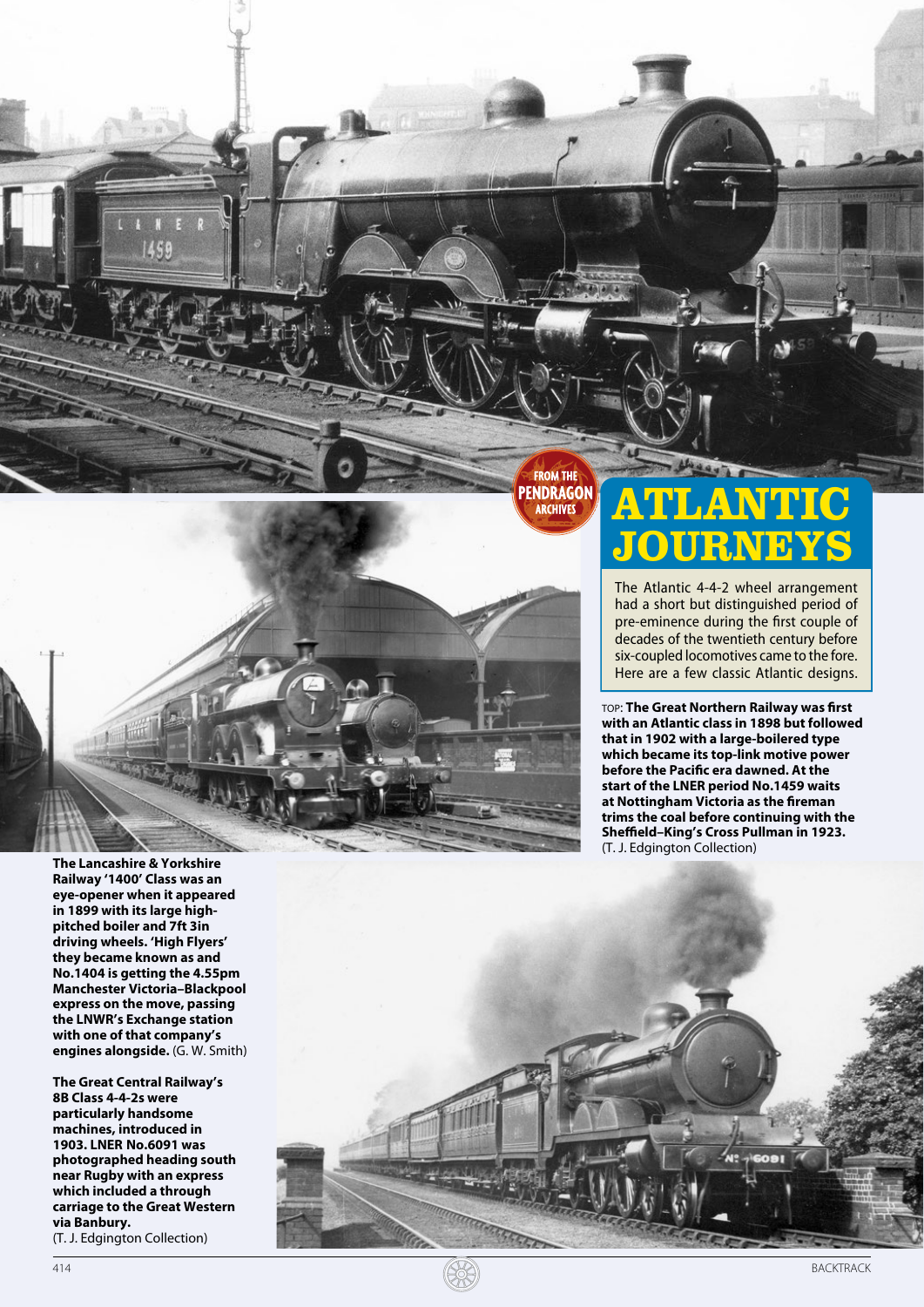FROM THE PENDRAGON ARCHIVES

# ATLANTIC JOURNEYS

The Atlantic 4-4-2 wheel arrangement had a short but distinguished period of pre-eminence during the first couple of decades of the twentieth century before six-coupled locomotives came to the fore. Here are a few classic Atlantic designs.

TOP: **The Great Northern Railway was first with an Atlantic class in 1898 but followed that in 1902 with a large-boilered type which became its top-link motive power before the Pacific era dawned. At the start of the LNER period No.1459 waits at Nottingham Victoria as the fireman trims the coal before continuing with the Sheffield–King's Cross Pullman in 1923.** (T. J. Edgington Collection)

**The Lancashire & Yorkshire Railway '1400' Class was an eye-opener when it appeared in 1899 with its large high-pitched boiler and 7ft 3in driving wheels. 'High Flyers' they became known as and No.1404 is getting the 4.55pm Manchester Victoria–Blackpool express on the move, passing the LNWR's Exchange station with one of that company's engines alongside.** (G. W. Smith)

**The Great Central Railway's 8B Class 4-4-2s were particularly handsome machines, introduced in 1903. LNER No.6091 was photographed heading south near Rugby with an express which included a through carriage to the Great Western via Banbury.** (T. J. Edgington Collection)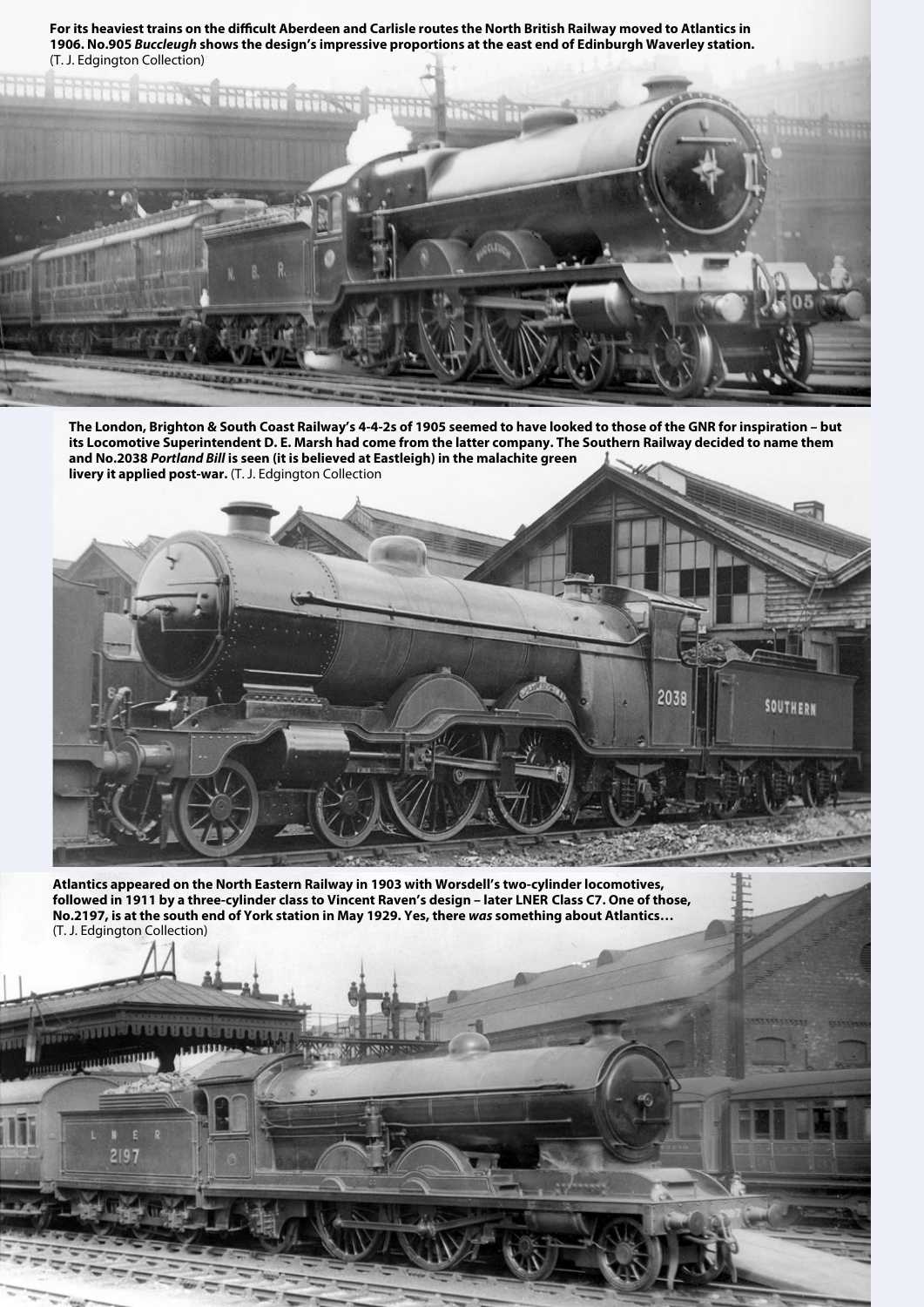**For its heaviest trains on the difficult Aberdeen and Carlisle routes the North British Railway moved to Atlantics in 1906. No.905 *Buccleugh* shows the design's impressive proportions at the east end of Edinburgh Waverley station.** (T. J. Edgington Collection)

**The London, Brighton & South Coast Railway's 4-4-2s of 1905 seemed to have looked to those of the GNR for inspiration – but its Locomotive Superintendent D. E. Marsh had come from the latter company. The Southern Railway decided to name them and No.2038 *Portland Bill* is seen (it is believed at Eastleigh) in the malachite green livery it applied post-war.** (T. J. Edgington Collection

**Atlantics appeared on the North Eastern Railway in 1903 with Worsdell's two-cylinder locomotives, followed in 1911 by a three-cylinder class to Vincent Raven's design – later LNER Class C7. One of those, No.2197, is at the south end of York station in May 1929. Yes, there *was* something about Atlantics…** (T. J. Edgington Collection)